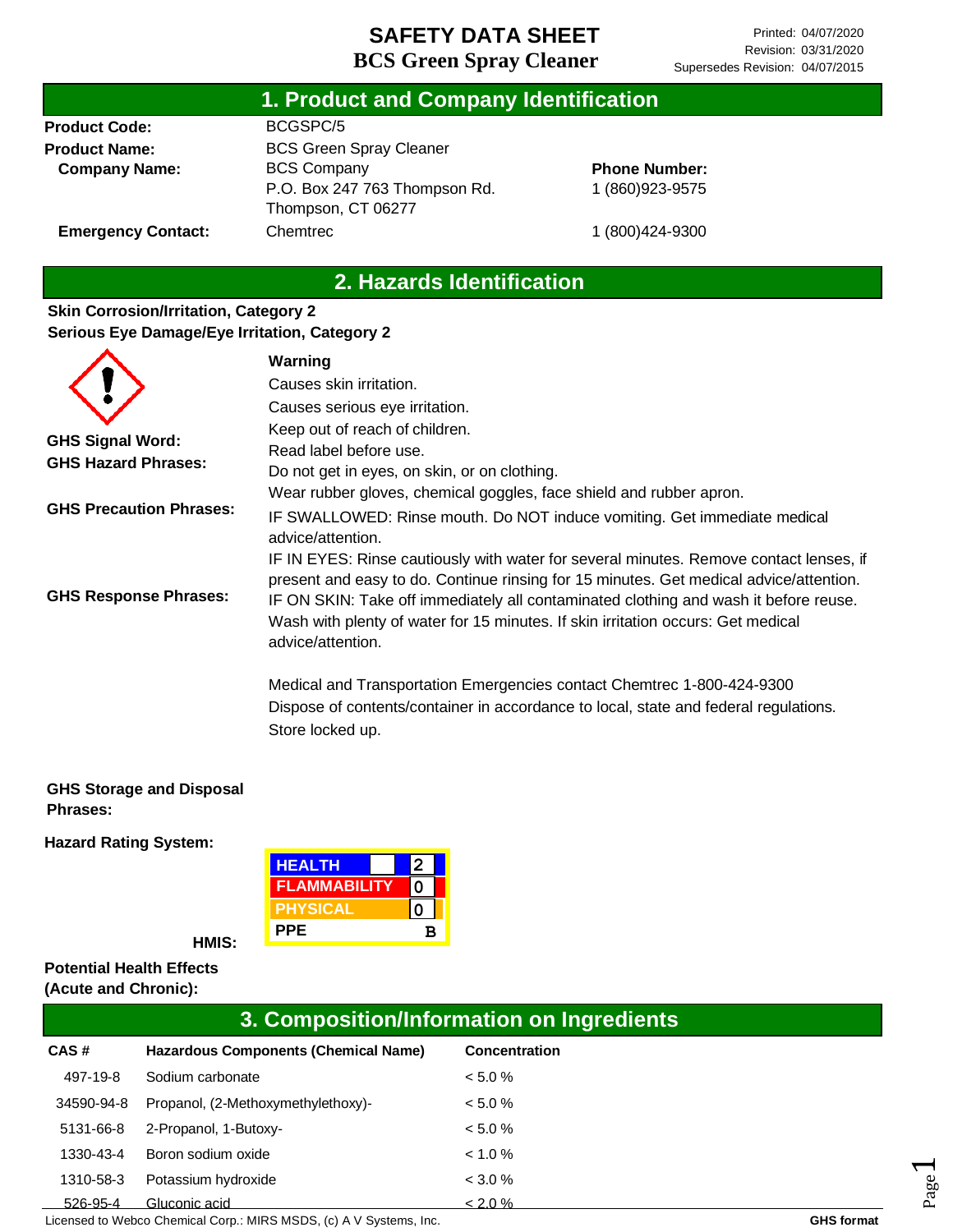# SAFETY DATA SHEET
## BCS Green Spray Cleaner

Printed: 04/07/2020
Revision: 03/31/2020
Supersedes Revision: 04/07/2015

## 1. Product and Company Identification

**Product Code:** BCGSPC/5

**Product Name:** BCS Green Spray Cleaner

**Company Name:** BCS Company
P.O. Box 247 763 Thompson Rd.
Thompson, CT 06277

**Phone Number:** 1 (860)923-9575

**Emergency Contact:** Chemtrec 1 (800)424-9300

## 2. Hazards Identification

**Skin Corrosion/Irritation, Category 2**
**Serious Eye Damage/Eye Irritation, Category 2**

**GHS Signal Word:** Warning

**GHS Hazard Phrases:**
Causes skin irritation.
Causes serious eye irritation.

**GHS Precaution Phrases:**
Keep out of reach of children.
Read label before use.
Do not get in eyes, on skin, or on clothing.
Wear rubber gloves, chemical goggles, face shield and rubber apron.

**GHS Response Phrases:**
IF SWALLOWED: Rinse mouth. Do NOT induce vomiting. Get immediate medical advice/attention.
IF IN EYES: Rinse cautiously with water for several minutes. Remove contact lenses, if present and easy to do. Continue rinsing for 15 minutes. Get medical advice/attention.
IF ON SKIN: Take off immediately all contaminated clothing and wash it before reuse. Wash with plenty of water for 15 minutes. If skin irritation occurs: Get medical advice/attention.

Medical and Transportation Emergencies contact Chemtrec 1-800-424-9300

**GHS Storage and Disposal Phrases:**
Dispose of contents/container in accordance to local, state and federal regulations.
Store locked up.

**Hazard Rating System:**

**HMIS:**

| | |
|---|---|
| HEALTH | 2 |
| FLAMMABILITY | 0 |
| PHYSICAL | 0 |
| PPE | B |

**Potential Health Effects (Acute and Chronic):**

## 3. Composition/Information on Ingredients

| CAS # | Hazardous Components (Chemical Name) | Concentration |
|---|---|---|
| 497-19-8 | Sodium carbonate | < 5.0 % |
| 34590-94-8 | Propanol, (2-Methoxymethylethoxy)- | < 5.0 % |
| 5131-66-8 | 2-Propanol, 1-Butoxy- | < 5.0 % |
| 1330-43-4 | Boron sodium oxide | < 1.0 % |
| 1310-58-3 | Potassium hydroxide | < 3.0 % |
| 526-95-4 | Gluconic acid | < 2.0 % |

Licensed to Webco Chemical Corp.: MIRS MSDS, (c) A V Systems, Inc. GHS format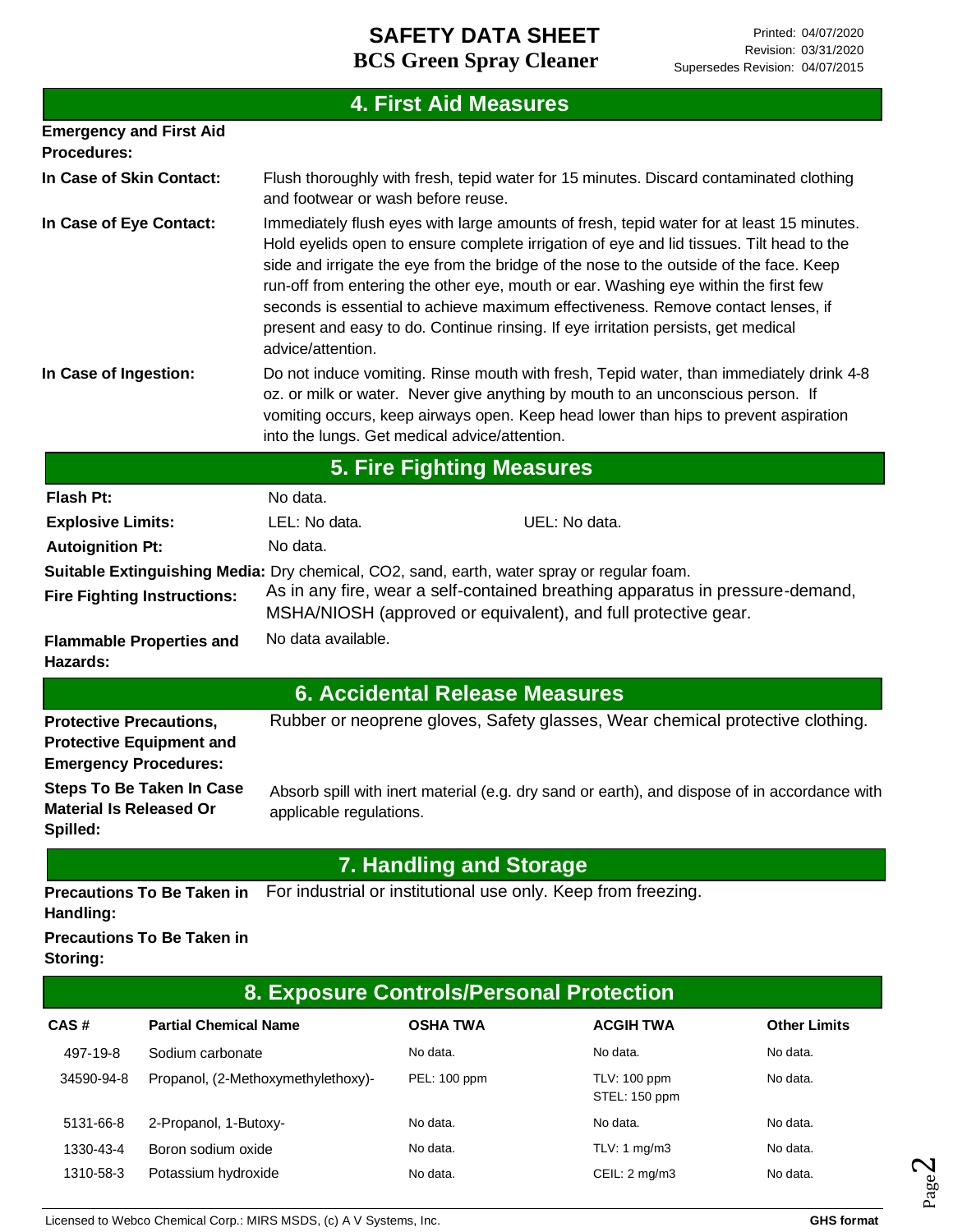## 4. First Aid Measures

**Emergency and First Aid Procedures:**

**In Case of Skin Contact:** Flush thoroughly with fresh, tepid water for 15 minutes. Discard contaminated clothing and footwear or wash before reuse.

**In Case of Eye Contact:** Immediately flush eyes with large amounts of fresh, tepid water for at least 15 minutes. Hold eyelids open to ensure complete irrigation of eye and lid tissues. Tilt head to the side and irrigate the eye from the bridge of the nose to the outside of the face. Keep run-off from entering the other eye, mouth or ear. Washing eye within the first few seconds is essential to achieve maximum effectiveness. Remove contact lenses, if present and easy to do. Continue rinsing. If eye irritation persists, get medical advice/attention.

**In Case of Ingestion:** Do not induce vomiting. Rinse mouth with fresh, Tepid water, than immediately drink 4-8 oz. or milk or water. Never give anything by mouth to an unconscious person. If vomiting occurs, keep airways open. Keep head lower than hips to prevent aspiration into the lungs. Get medical advice/attention.

## 5. Fire Fighting Measures

**Flash Pt:** No data.

**Explosive Limits:** LEL: No data. UEL: No data.

**Autoignition Pt:** No data.

**Suitable Extinguishing Media:** Dry chemical, CO2, sand, earth, water spray or regular foam.

**Fire Fighting Instructions:** As in any fire, wear a self-contained breathing apparatus in pressure-demand, MSHA/NIOSH (approved or equivalent), and full protective gear.

**Flammable Properties and Hazards:** No data available.

## 6. Accidental Release Measures

**Protective Precautions, Protective Equipment and Emergency Procedures:** Rubber or neoprene gloves, Safety glasses, Wear chemical protective clothing.

**Steps To Be Taken In Case Material Is Released Or Spilled:** Absorb spill with inert material (e.g. dry sand or earth), and dispose of in accordance with applicable regulations.

## 7. Handling and Storage

**Precautions To Be Taken in Handling:** For industrial or institutional use only. Keep from freezing.

**Precautions To Be Taken in Storing:**

## 8. Exposure Controls/Personal Protection

| CAS # | Partial Chemical Name | OSHA TWA | ACGIH TWA | Other Limits |
|---|---|---|---|---|
| 497-19-8 | Sodium carbonate | No data. | No data. | No data. |
| 34590-94-8 | Propanol, (2-Methoxymethylethoxy)- | PEL: 100 ppm | TLV: 100 ppm<br>STEL: 150 ppm | No data. |
| 5131-66-8 | 2-Propanol, 1-Butoxy- | No data. | No data. | No data. |
| 1330-43-4 | Boron sodium oxide | No data. | TLV: 1 mg/m3 | No data. |
| 1310-58-3 | Potassium hydroxide | No data. | CEIL: 2 mg/m3 | No data. |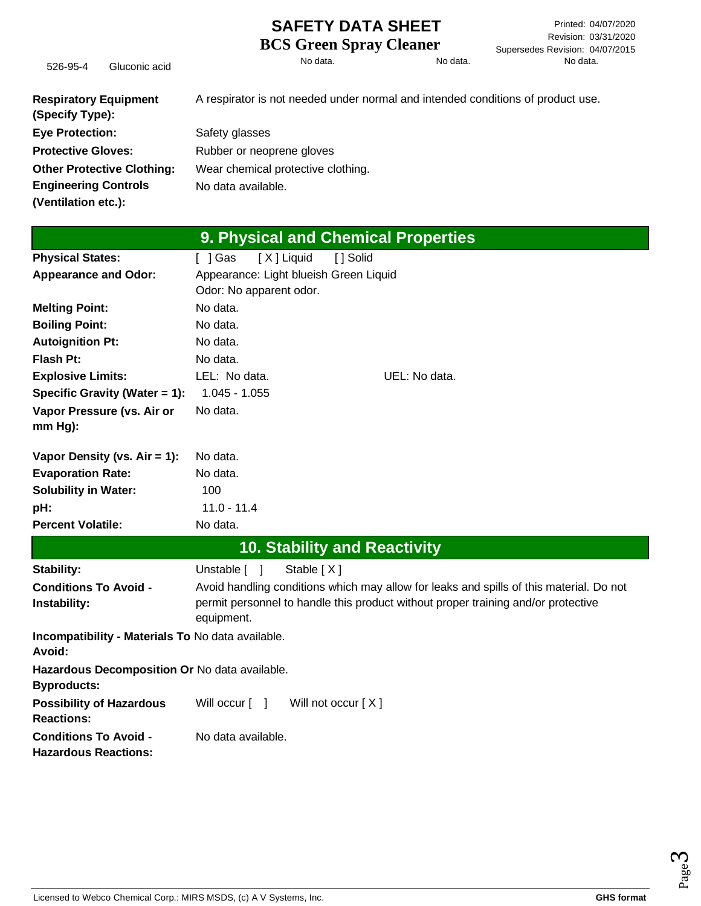| | | | | |
|---|---|---|---|---|
| 526-95-4 | Gluconic acid | No data. | No data. | No data. |

**Respiratory Equipment (Specify Type):** A respirator is not needed under normal and intended conditions of product use.

**Eye Protection:** Safety glasses

**Protective Gloves:** Rubber or neoprene gloves

**Other Protective Clothing:** Wear chemical protective clothing.

**Engineering Controls (Ventilation etc.):** No data available.

## 9. Physical and Chemical Properties

**Physical States:** [ ] Gas [ X ] Liquid [ ] Solid

**Appearance and Odor:** Appearance: Light blueish Green Liquid
Odor: No apparent odor.

**Melting Point:** No data.

**Boiling Point:** No data.

**Autoignition Pt:** No data.

**Flash Pt:** No data.

**Explosive Limits:** LEL: No data. UEL: No data.

**Specific Gravity (Water = 1):** 1.045 - 1.055

**Vapor Pressure (vs. Air or mm Hg):** No data.

**Vapor Density (vs. Air = 1):** No data.

**Evaporation Rate:** No data.

**Solubility in Water:** 100

**pH:** 11.0 - 11.4

**Percent Volatile:** No data.

## 10. Stability and Reactivity

**Stability:** Unstable [ ] Stable [ X ]

**Conditions To Avoid - Instability:** Avoid handling conditions which may allow for leaks and spills of this material. Do not permit personnel to handle this product without proper training and/or protective equipment.

**Incompatibility - Materials To Avoid:** No data available.

**Hazardous Decomposition Or Byproducts:** No data available.

**Possibility of Hazardous Reactions:** Will occur [ ] Will not occur [ X ]

**Conditions To Avoid - Hazardous Reactions:** No data available.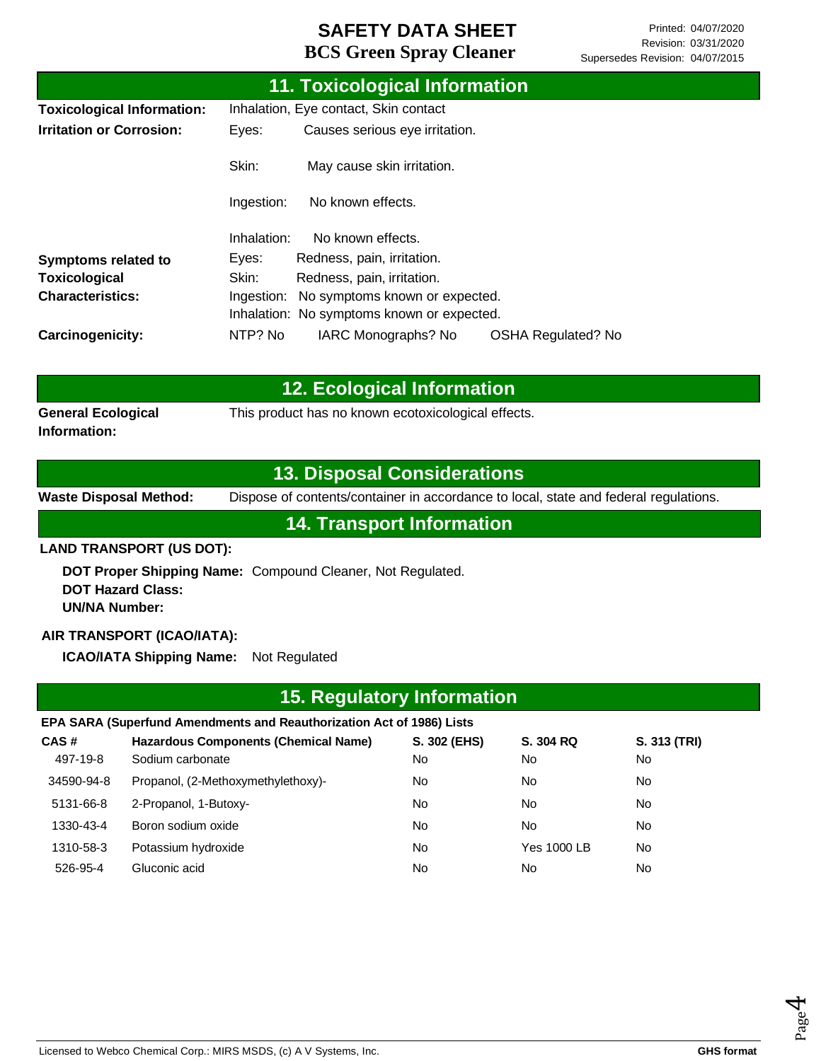## 11. Toxicological Information

**Toxicological Information:** Inhalation, Eye contact, Skin contact

**Irritation or Corrosion:**
- Eyes: Causes serious eye irritation.
- Skin: May cause skin irritation.
- Ingestion: No known effects.
- Inhalation: No known effects.

**Symptoms related to Toxicological Characteristics:**
- Eyes: Redness, pain, irritation.
- Skin: Redness, pain, irritation.
- Ingestion: No symptoms known or expected.
- Inhalation: No symptoms known or expected.

**Carcinogenicity:** NTP? No IARC Monographs? No OSHA Regulated? No

## 12. Ecological Information

**General Ecological Information:** This product has no known ecotoxicological effects.

## 13. Disposal Considerations

**Waste Disposal Method:** Dispose of contents/container in accordance to local, state and federal regulations.

## 14. Transport Information

**LAND TRANSPORT (US DOT):**

**DOT Proper Shipping Name:** Compound Cleaner, Not Regulated.
**DOT Hazard Class:**
**UN/NA Number:**

**AIR TRANSPORT (ICAO/IATA):**

**ICAO/IATA Shipping Name:** Not Regulated

## 15. Regulatory Information

**EPA SARA (Superfund Amendments and Reauthorization Act of 1986) Lists**

| CAS # | Hazardous Components (Chemical Name) | S. 302 (EHS) | S. 304 RQ | S. 313 (TRI) |
|---|---|---|---|---|
| 497-19-8 | Sodium carbonate | No | No | No |
| 34590-94-8 | Propanol, (2-Methoxymethylethoxy)- | No | No | No |
| 5131-66-8 | 2-Propanol, 1-Butoxy- | No | No | No |
| 1330-43-4 | Boron sodium oxide | No | No | No |
| 1310-58-3 | Potassium hydroxide | No | Yes 1000 LB | No |
| 526-95-4 | Gluconic acid | No | No | No |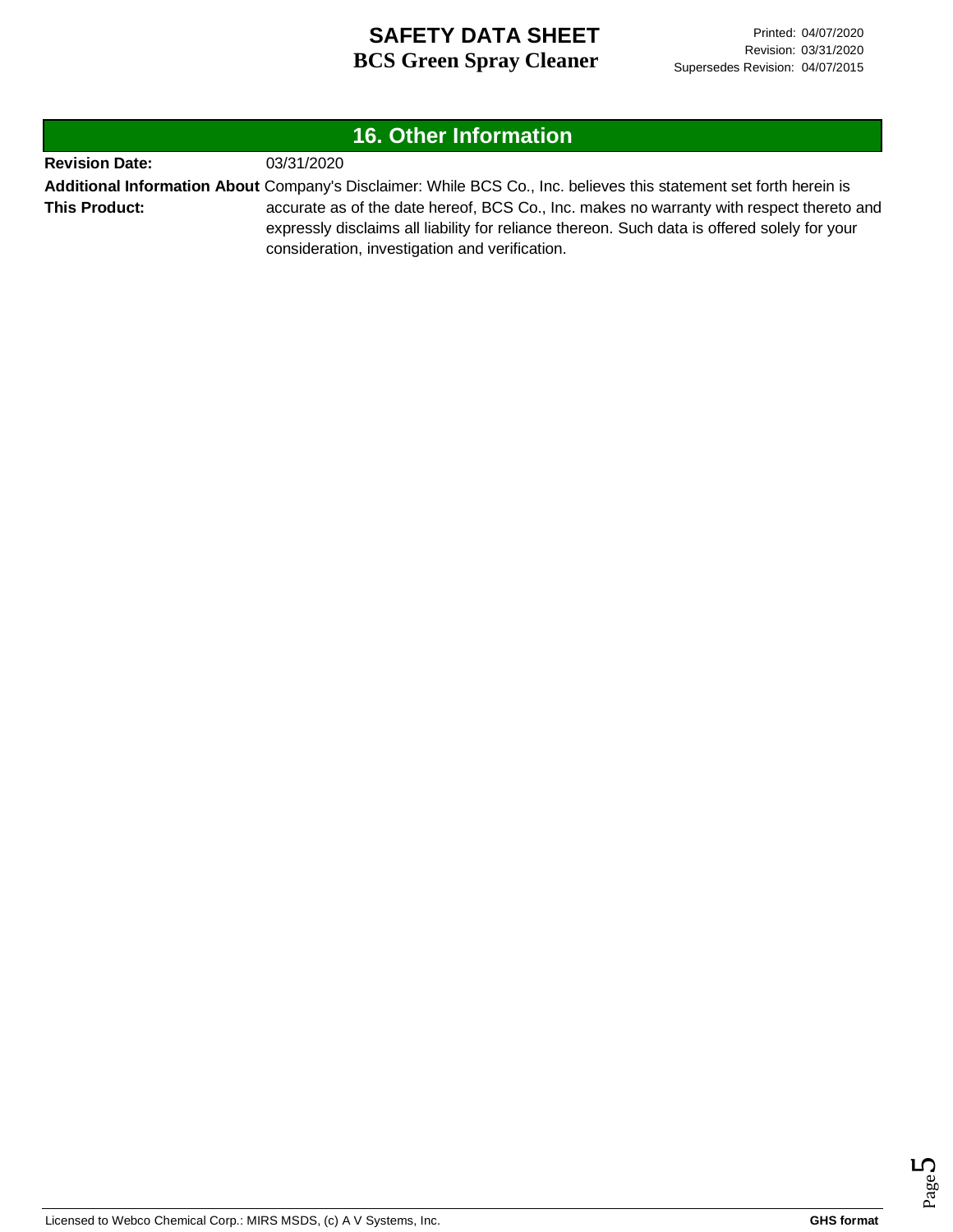## 16. Other Information

**Revision Date:** 03/31/2020

**Additional Information About This Product:** Company's Disclaimer: While BCS Co., Inc. believes this statement set forth herein is accurate as of the date hereof, BCS Co., Inc. makes no warranty with respect thereto and expressly disclaims all liability for reliance thereon. Such data is offered solely for your consideration, investigation and verification.